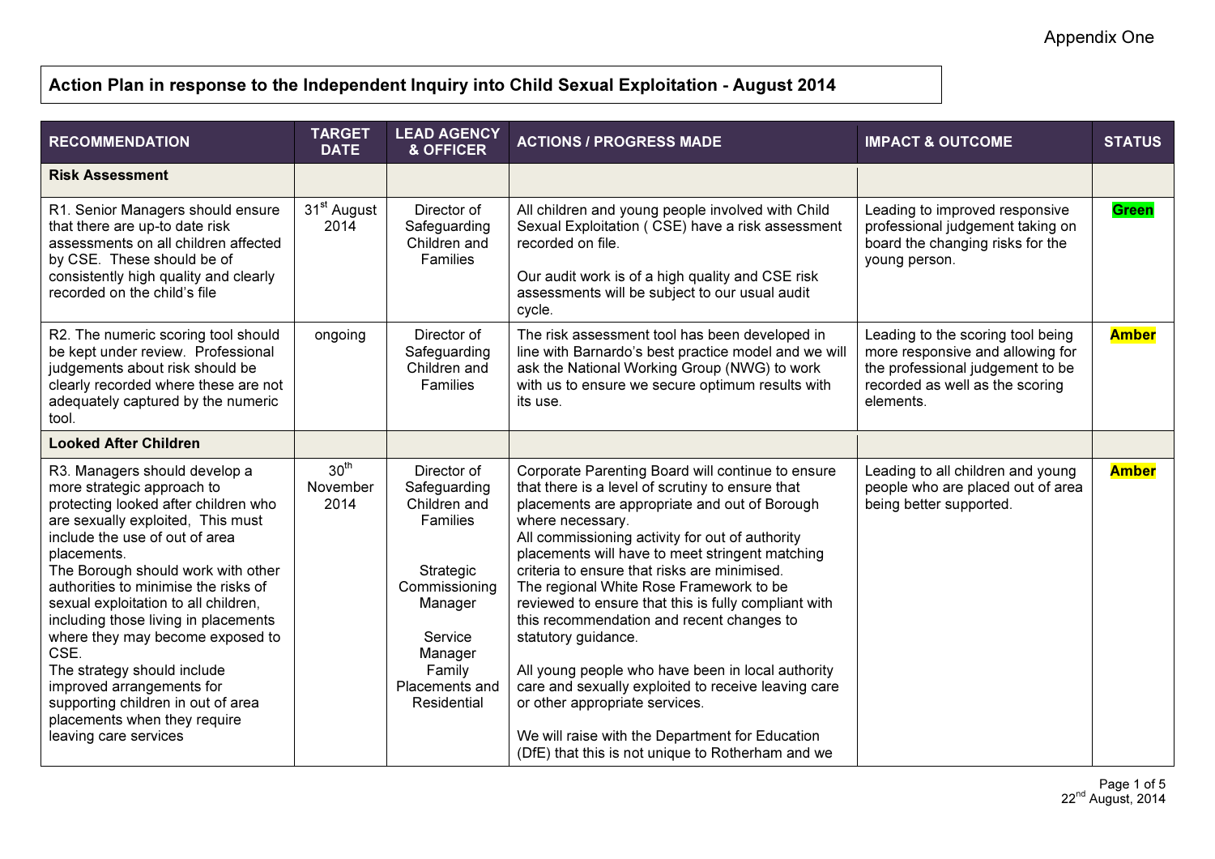Appendix One

## Action Plan in response to the Independent Inquiry into Child Sexual Exploitation - August 2014

| RECOMMENDATION | TARGET DATE | LEAD AGENCY & OFFICER | ACTIONS / PROGRESS MADE | IMPACT & OUTCOME | STATUS |
|---|---|---|---|---|---|
| **Risk Assessment** | | | | | |
| R1. Senior Managers should ensure that there are up-to date risk assessments on all children affected by CSE. These should be of consistently high quality and clearly recorded on the child's file | 31st August 2014 | Director of Safeguarding Children and Families | All children and young people involved with Child Sexual Exploitation ( CSE) have a risk assessment recorded on file.<br><br>Our audit work is of a high quality and CSE risk assessments will be subject to our usual audit cycle. | Leading to improved responsive professional judgement taking on board the changing risks for the young person. | **Green** |
| R2. The numeric scoring tool should be kept under review. Professional judgements about risk should be clearly recorded where these are not adequately captured by the numeric tool. | ongoing | Director of Safeguarding Children and Families | The risk assessment tool has been developed in line with Barnardo's best practice model and we will ask the National Working Group (NWG) to work with us to ensure we secure optimum results with its use. | Leading to the scoring tool being more responsive and allowing for the professional judgement to be recorded as well as the scoring elements. | **Amber** |
| **Looked After Children** | | | | | |
| R3. Managers should develop a more strategic approach to protecting looked after children who are sexually exploited, This must include the use of out of area placements.<br>The Borough should work with other authorities to minimise the risks of sexual exploitation to all children, including those living in placements where they may become exposed to CSE.<br>The strategy should include improved arrangements for supporting children in out of area placements when they require leaving care services | 30th November 2014 | Director of Safeguarding Children and Families<br><br>Strategic Commissioning Manager<br><br>Service Manager Family Placements and Residential | Corporate Parenting Board will continue to ensure that there is a level of scrutiny to ensure that placements are appropriate and out of Borough where necessary.<br>All commissioning activity for out of authority placements will have to meet stringent matching criteria to ensure that risks are minimised.<br>The regional White Rose Framework to be reviewed to ensure that this is fully compliant with this recommendation and recent changes to statutory guidance.<br><br>All young people who have been in local authority care and sexually exploited to receive leaving care or other appropriate services.<br><br>We will raise with the Department for Education (DfE) that this is not unique to Rotherham and we | Leading to all children and young people who are placed out of area being better supported. | **Amber** |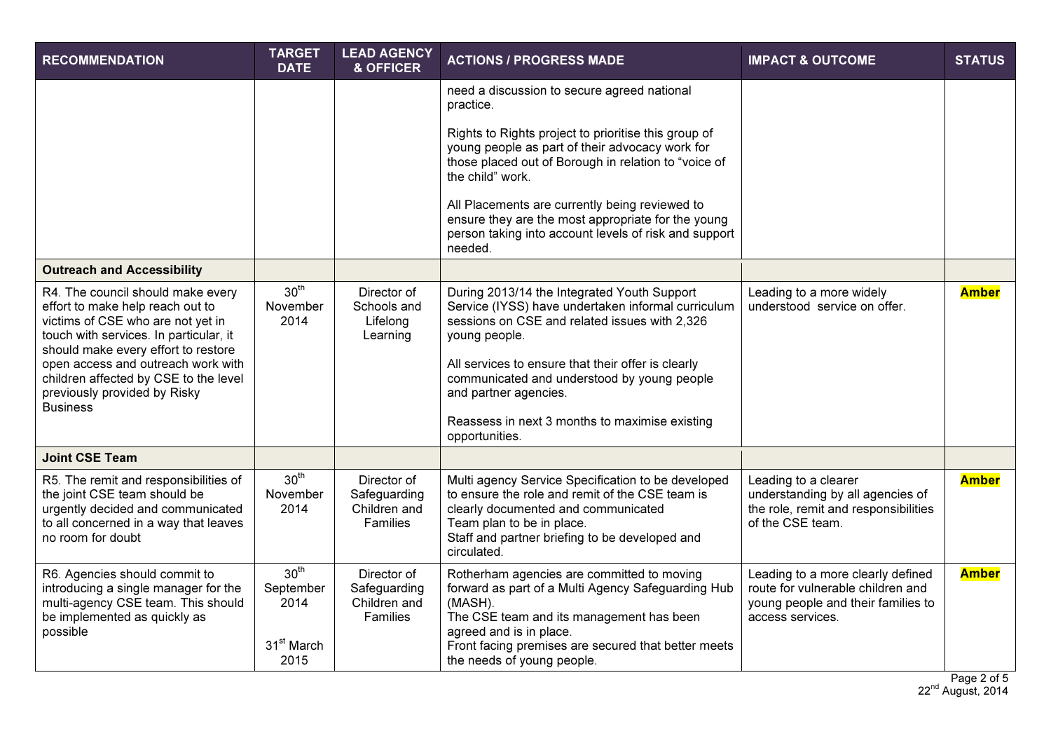| RECOMMENDATION | TARGET DATE | LEAD AGENCY & OFFICER | ACTIONS / PROGRESS MADE | IMPACT & OUTCOME | STATUS |
|---|---|---|---|---|---|
| | | | need a discussion to secure agreed national practice.<br><br>Rights to Rights project to prioritise this group of young people as part of their advocacy work for those placed out of Borough in relation to "voice of the child" work.<br><br>All Placements are currently being reviewed to ensure they are the most appropriate for the young person taking into account levels of risk and support needed. | | |
| **Outreach and Accessibility** | | | | | |
| R4. The council should make every effort to make help reach out to victims of CSE who are not yet in touch with services. In particular, it should make every effort to restore open access and outreach work with children affected by CSE to the level previously provided by Risky Business | 30th November 2014 | Director of Schools and Lifelong Learning | During 2013/14 the Integrated Youth Support Service (IYSS) have undertaken informal curriculum sessions on CSE and related issues with 2,326 young people.<br><br>All services to ensure that their offer is clearly communicated and understood by young people and partner agencies.<br><br>Reassess in next 3 months to maximise existing opportunities. | Leading to a more widely understood service on offer. | **Amber** |
| **Joint CSE Team** | | | | | |
| R5. The remit and responsibilities of the joint CSE team should be urgently decided and communicated to all concerned in a way that leaves no room for doubt | 30th November 2014 | Director of Safeguarding Children and Families | Multi agency Service Specification to be developed to ensure the role and remit of the CSE team is clearly documented and communicated<br>Team plan to be in place.<br>Staff and partner briefing to be developed and circulated. | Leading to a clearer understanding by all agencies of the role, remit and responsibilities of the CSE team. | **Amber** |
| R6. Agencies should commit to introducing a single manager for the multi-agency CSE team. This should be implemented as quickly as possible | 30th September 2014<br><br>31st March 2015 | Director of Safeguarding Children and Families | Rotherham agencies are committed to moving forward as part of a Multi Agency Safeguarding Hub (MASH).<br>The CSE team and its management has been agreed and is in place.<br>Front facing premises are secured that better meets the needs of young people. | Leading to a more clearly defined route for vulnerable children and young people and their families to access services. | **Amber** |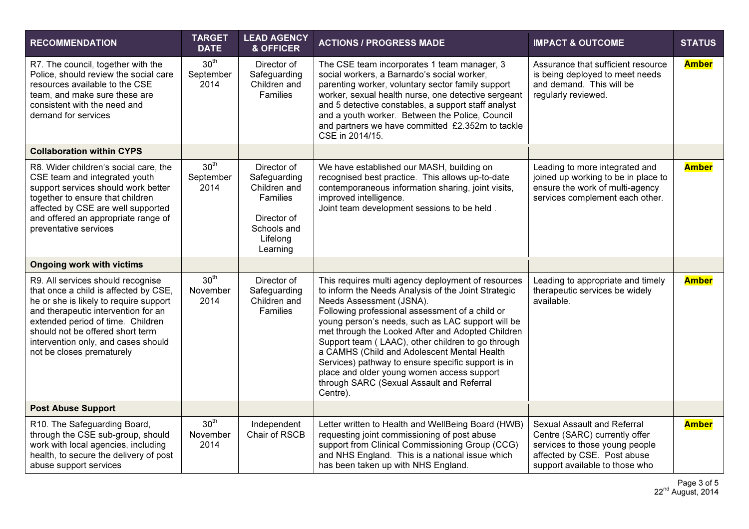| RECOMMENDATION | TARGET DATE | LEAD AGENCY & OFFICER | ACTIONS / PROGRESS MADE | IMPACT & OUTCOME | STATUS |
|---|---|---|---|---|---|
| R7. The council, together with the Police, should review the social care resources available to the CSE team, and make sure these are consistent with the need and demand for services | 30th September 2014 | Director of Safeguarding Children and Families | The CSE team incorporates 1 team manager, 3 social workers, a Barnardo's social worker, parenting worker, voluntary sector family support worker, sexual health nurse, one detective sergeant and 5 detective constables, a support staff analyst and a youth worker. Between the Police, Council and partners we have committed £2.352m to tackle CSE in 2014/15. | Assurance that sufficient resource is being deployed to meet needs and demand. This will be regularly reviewed. | **Amber** |
| **Collaboration within CYPS** | | | | | |
| R8. Wider children's social care, the CSE team and integrated youth support services should work better together to ensure that children affected by CSE are well supported and offered an appropriate range of preventative services | 30th September 2014 | Director of Safeguarding Children and Families<br><br>Director of Schools and Lifelong Learning | We have established our MASH, building on recognised best practice. This allows up-to-date contemporaneous information sharing, joint visits, improved intelligence.<br>Joint team development sessions to be held . | Leading to more integrated and joined up working to be in place to ensure the work of multi-agency services complement each other. | **Amber** |
| **Ongoing work with victims** | | | | | |
| R9. All services should recognise that once a child is affected by CSE, he or she is likely to require support and therapeutic intervention for an extended period of time. Children should not be offered short term intervention only, and cases should not be closes prematurely | 30th November 2014 | Director of Safeguarding Children and Families | This requires multi agency deployment of resources to inform the Needs Analysis of the Joint Strategic Needs Assessment (JSNA).<br>Following professional assessment of a child or young person's needs, such as LAC support will be met through the Looked After and Adopted Children Support team ( LAAC), other children to go through a CAMHS (Child and Adolescent Mental Health Services) pathway to ensure specific support is in place and older young women access support through SARC (Sexual Assault and Referral Centre). | Leading to appropriate and timely therapeutic services be widely available. | **Amber** |
| **Post Abuse Support** | | | | | |
| R10. The Safeguarding Board, through the CSE sub-group, should work with local agencies, including health, to secure the delivery of post abuse support services | 30th November 2014 | Independent Chair of RSCB | Letter written to Health and WellBeing Board (HWB) requesting joint commissioning of post abuse support from Clinical Commissioning Group (CCG) and NHS England. This is a national issue which has been taken up with NHS England. | Sexual Assault and Referral Centre (SARC) currently offer services to those young people affected by CSE. Post abuse support available to those who | **Amber** |

22nd August, 2014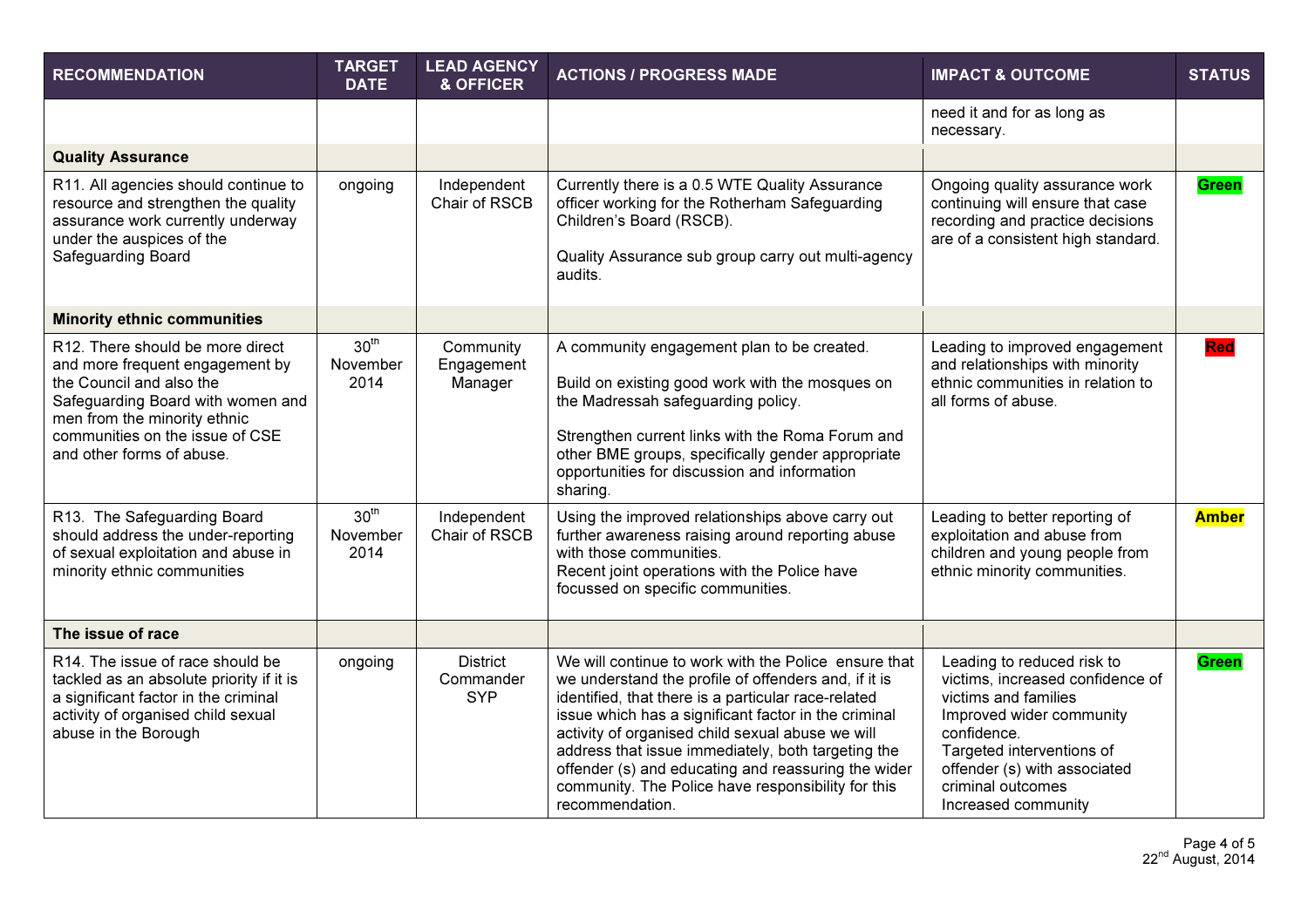| RECOMMENDATION | TARGET DATE | LEAD AGENCY & OFFICER | ACTIONS / PROGRESS MADE | IMPACT & OUTCOME | STATUS |
|---|---|---|---|---|---|
| | | | | need it and for as long as necessary. | |
| **Quality Assurance** | | | | | |
| R11. All agencies should continue to resource and strengthen the quality assurance work currently underway under the auspices of the Safeguarding Board | ongoing | Independent Chair of RSCB | Currently there is a 0.5 WTE Quality Assurance officer working for the Rotherham Safeguarding Children's Board (RSCB).<br><br>Quality Assurance sub group carry out multi-agency audits. | Ongoing quality assurance work continuing will ensure that case recording and practice decisions are of a consistent high standard. | **Green** |
| **Minority ethnic communities** | | | | | |
| R12. There should be more direct and more frequent engagement by the Council and also the Safeguarding Board with women and men from the minority ethnic communities on the issue of CSE and other forms of abuse. | 30th November 2014 | Community Engagement Manager | A community engagement plan to be created.<br><br>Build on existing good work with the mosques on the Madressah safeguarding policy.<br><br>Strengthen current links with the Roma Forum and other BME groups, specifically gender appropriate opportunities for discussion and information sharing. | Leading to improved engagement and relationships with minority ethnic communities in relation to all forms of abuse. | **Red** |
| R13. The Safeguarding Board should address the under-reporting of sexual exploitation and abuse in minority ethnic communities | 30th November 2014 | Independent Chair of RSCB | Using the improved relationships above carry out further awareness raising around reporting abuse with those communities.<br>Recent joint operations with the Police have focussed on specific communities. | Leading to better reporting of exploitation and abuse from children and young people from ethnic minority communities. | **Amber** |
| **The issue of race** | | | | | |
| R14. The issue of race should be tackled as an absolute priority if it is a significant factor in the criminal activity of organised child sexual abuse in the Borough | ongoing | District Commander SYP | We will continue to work with the Police ensure that we understand the profile of offenders and, if it is identified, that there is a particular race-related issue which has a significant factor in the criminal activity of organised child sexual abuse we will address that issue immediately, both targeting the offender (s) and educating and reassuring the wider community. The Police have responsibility for this recommendation. | Leading to reduced risk to victims, increased confidence of victims and families<br>Improved wider community confidence.<br>Targeted interventions of offender (s) with associated criminal outcomes<br>Increased community | **Green** |

22nd August, 2014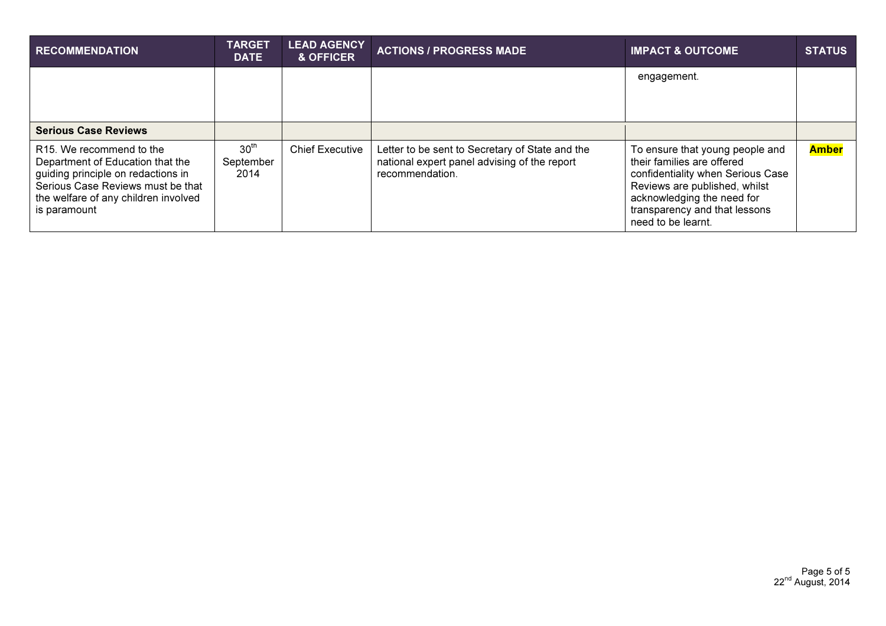| RECOMMENDATION | TARGET DATE | LEAD AGENCY & OFFICER | ACTIONS / PROGRESS MADE | IMPACT & OUTCOME | STATUS |
|---|---|---|---|---|---|
| | | | | engagement. | |
| **Serious Case Reviews** | | | | | |
| R15. We recommend to the Department of Education that the guiding principle on redactions in Serious Case Reviews must be that the welfare of any children involved is paramount | 30th September 2014 | Chief Executive | Letter to be sent to Secretary of State and the national expert panel advising of the report recommendation. | To ensure that young people and their families are offered confidentiality when Serious Case Reviews are published, whilst acknowledging the need for transparency and that lessons need to be learnt. | **Amber** |

22nd August, 2014